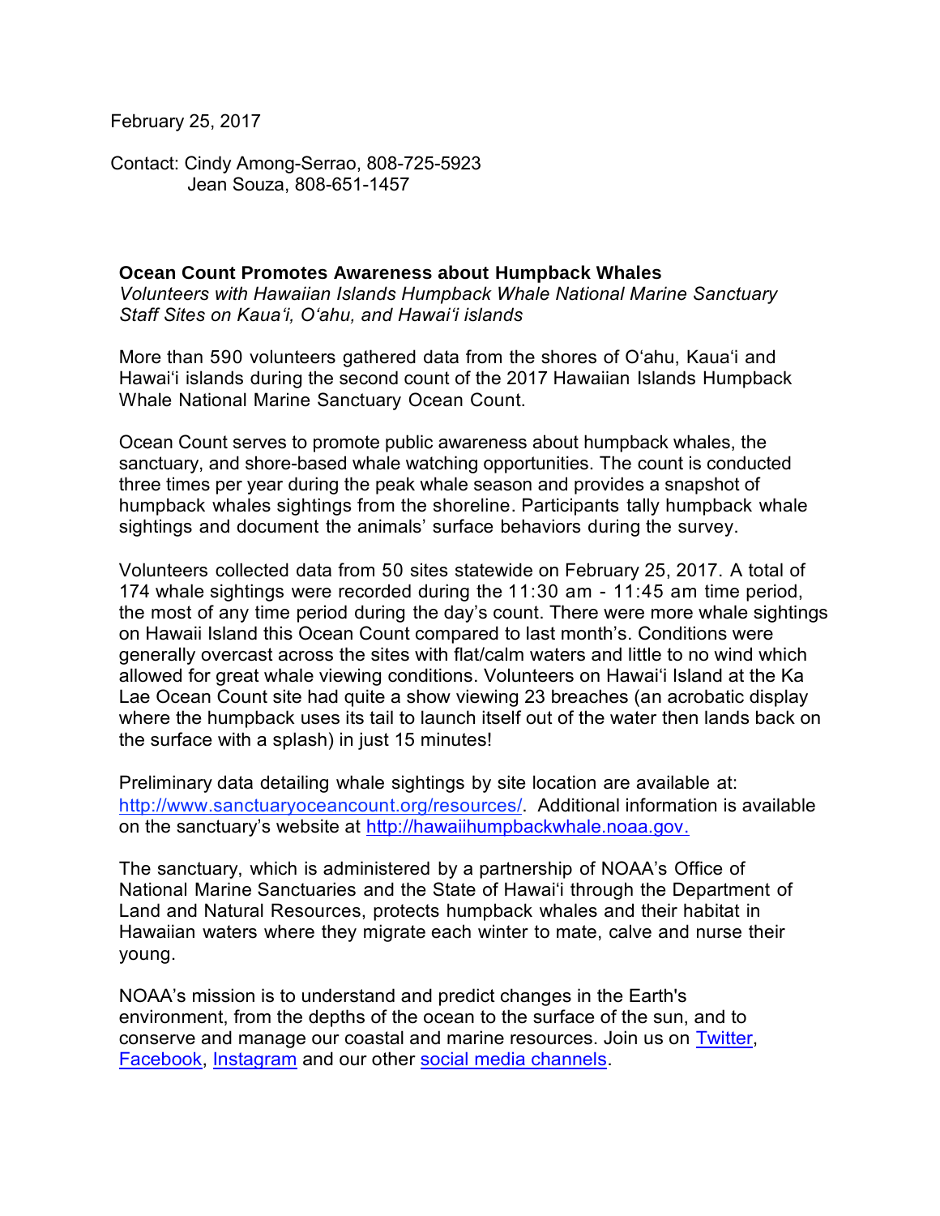February 25, 2017

Contact: Cindy Among-Serrao, 808-725-5923
Jean Souza, 808-651-1457

**Ocean Count Promotes Awareness about Humpback Whales**

*Volunteers with Hawaiian Islands Humpback Whale National Marine Sanctuary Staff Sites on Kauaʻi, Oʻahu, and Hawaiʻi islands*

More than 590 volunteers gathered data from the shores of Oʻahu, Kauaʻi and Hawaiʻi islands during the second count of the 2017 Hawaiian Islands Humpback Whale National Marine Sanctuary Ocean Count.

Ocean Count serves to promote public awareness about humpback whales, the sanctuary, and shore-based whale watching opportunities. The count is conducted three times per year during the peak whale season and provides a snapshot of humpback whales sightings from the shoreline. Participants tally humpback whale sightings and document the animals' surface behaviors during the survey.

Volunteers collected data from 50 sites statewide on February 25, 2017. A total of 174 whale sightings were recorded during the 11:30 am - 11:45 am time period, the most of any time period during the day's count. There were more whale sightings on Hawaii Island this Ocean Count compared to last month's. Conditions were generally overcast across the sites with flat/calm waters and little to no wind which allowed for great whale viewing conditions. Volunteers on Hawaiʻi Island at the Ka Lae Ocean Count site had quite a show viewing 23 breaches (an acrobatic display where the humpback uses its tail to launch itself out of the water then lands back on the surface with a splash) in just 15 minutes!

Preliminary data detailing whale sightings by site location are available at: [http://www.sanctuaryoceancount.org/resources/](http://www.sanctuaryoceancount.org/resources/). Additional information is available on the sanctuary's website at [http://hawaiihumpbackwhale.noaa.gov.](http://hawaiihumpbackwhale.noaa.gov)

The sanctuary, which is administered by a partnership of NOAA's Office of National Marine Sanctuaries and the State of Hawaiʻi through the Department of Land and Natural Resources, protects humpback whales and their habitat in Hawaiian waters where they migrate each winter to mate, calve and nurse their young.

NOAA's mission is to understand and predict changes in the Earth's environment, from the depths of the ocean to the surface of the sun, and to conserve and manage our coastal and marine resources. Join us on Twitter, Facebook, Instagram and our other social media channels.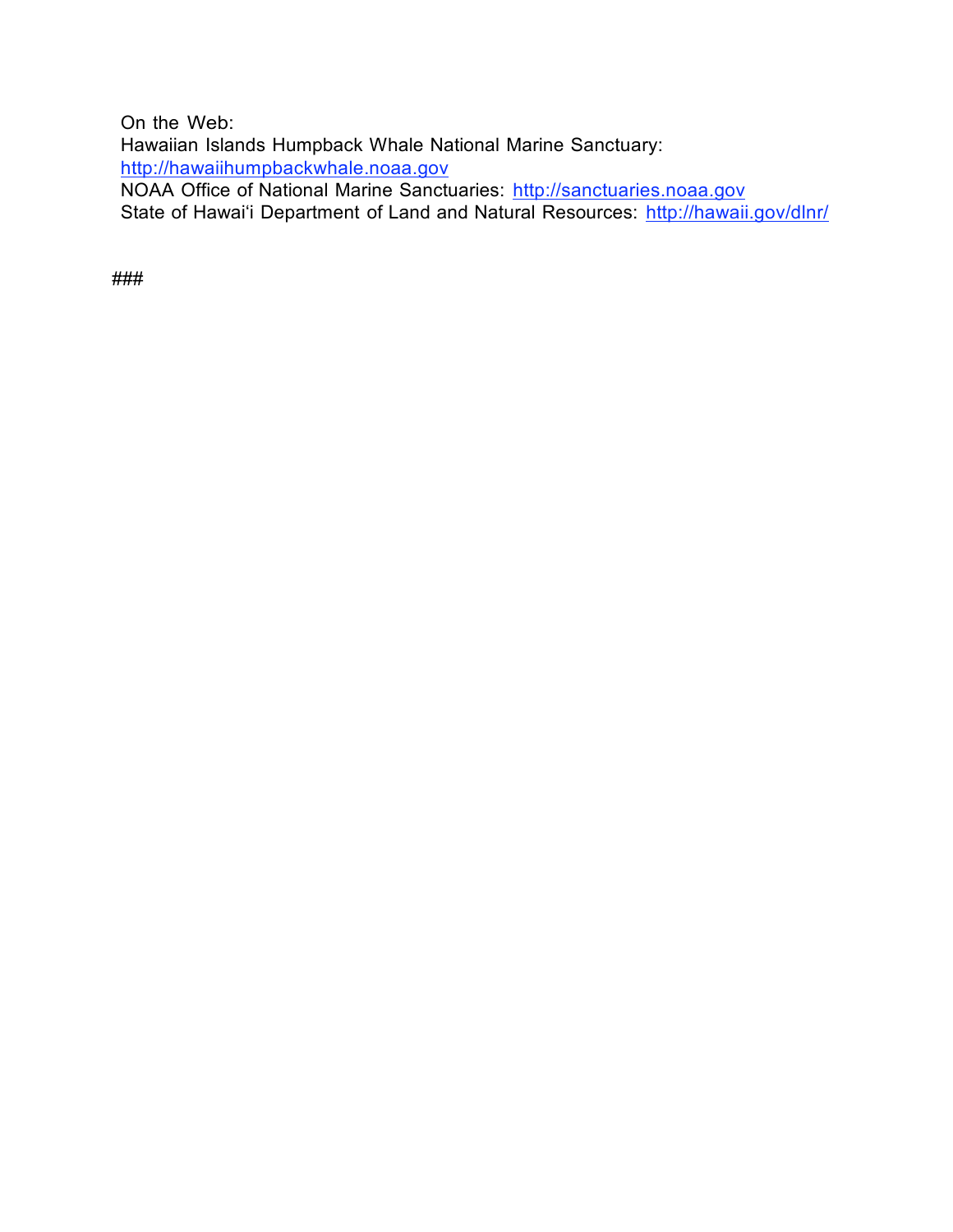On the Web:  
Hawaiian Islands Humpback Whale National Marine Sanctuary:  
http://hawaiihumpbackwhale.noaa.gov  
NOAA Office of National Marine Sanctuaries: http://sanctuaries.noaa.gov  
State of Hawai'i Department of Land and Natural Resources: http://hawaii.gov/dlnr/

###